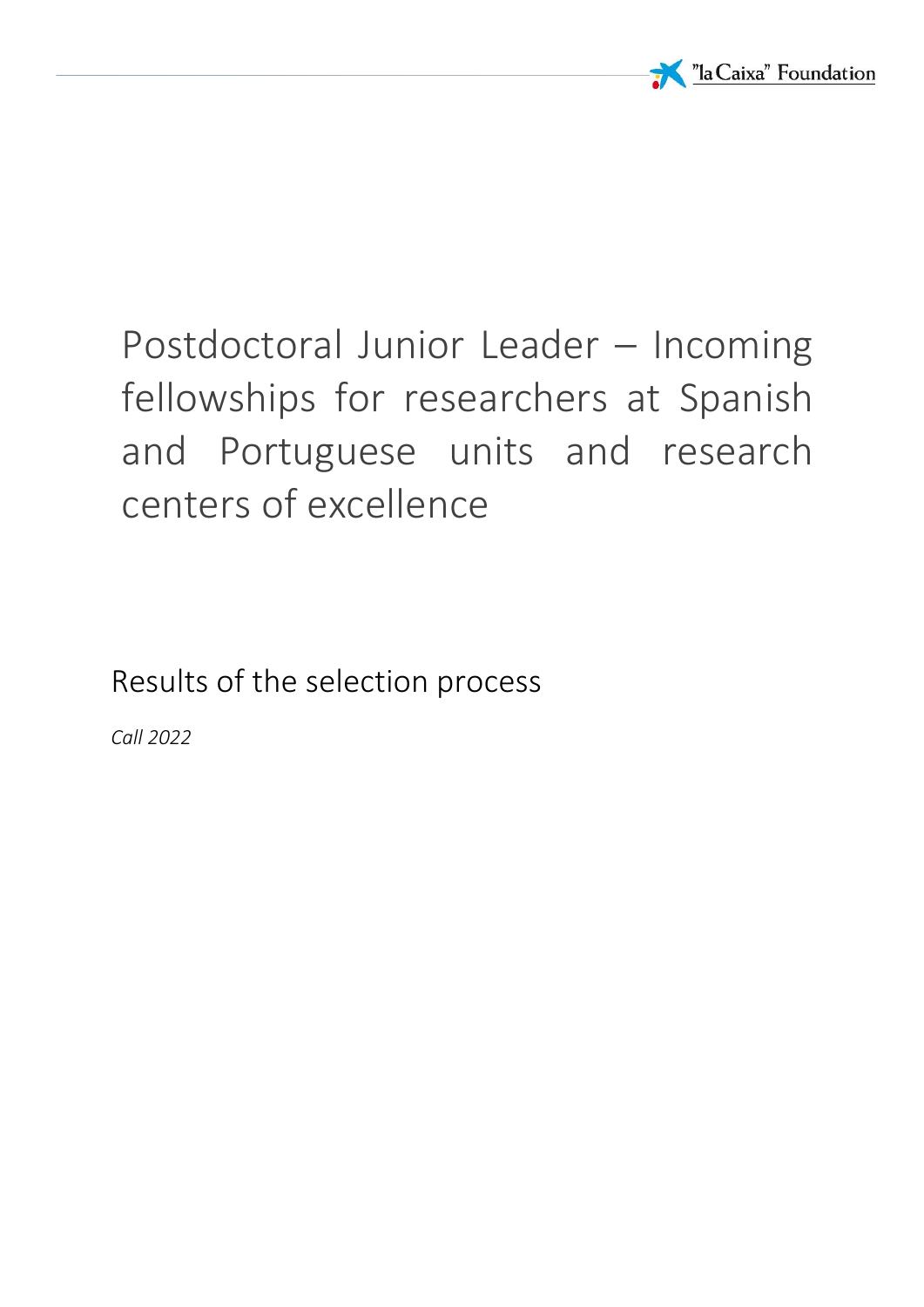# Postdoctoral Junior Leader – Incoming fellowships for researchers at Spanish and Portuguese units and research centers of excellence

## Results of the selection process

*Call 2022*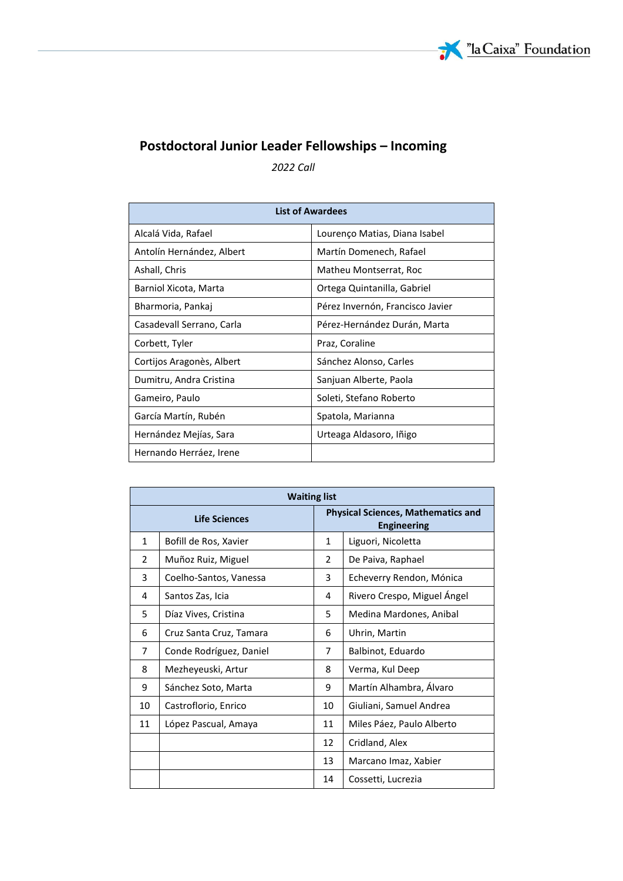## Postdoctoral Junior Leader Fellowships – Incoming

*2022 Call*

| List of Awardees | |
|---|---|
| Alcalá Vida, Rafael | Lourenço Matias, Diana Isabel |
| Antolín Hernández, Albert | Martín Domenech, Rafael |
| Ashall, Chris | Matheu Montserrat, Roc |
| Barniol Xicota, Marta | Ortega Quintanilla, Gabriel |
| Bharmoria, Pankaj | Pérez Invernón, Francisco Javier |
| Casadevall Serrano, Carla | Pérez-Hernández Durán, Marta |
| Corbett, Tyler | Praz, Coraline |
| Cortijos Aragonès, Albert | Sánchez Alonso, Carles |
| Dumitru, Andra Cristina | Sanjuan Alberte, Paola |
| Gameiro, Paulo | Soleti, Stefano Roberto |
| García Martín, Rubén | Spatola, Marianna |
| Hernández Mejías, Sara | Urteaga Aldasoro, Iñigo |
| Hernando Herráez, Irene | |

| Waiting list | | | |
|---|---|---|---|
| Life Sciences | | Physical Sciences, Mathematics and Engineering | |
| 1 | Bofill de Ros, Xavier | 1 | Liguori, Nicoletta |
| 2 | Muñoz Ruiz, Miguel | 2 | De Paiva, Raphael |
| 3 | Coelho-Santos, Vanessa | 3 | Echeverry Rendon, Mónica |
| 4 | Santos Zas, Icia | 4 | Rivero Crespo, Miguel Ángel |
| 5 | Díaz Vives, Cristina | 5 | Medina Mardones, Anibal |
| 6 | Cruz Santa Cruz, Tamara | 6 | Uhrin, Martin |
| 7 | Conde Rodríguez, Daniel | 7 | Balbinot, Eduardo |
| 8 | Mezheyeuski, Artur | 8 | Verma, Kul Deep |
| 9 | Sánchez Soto, Marta | 9 | Martín Alhambra, Álvaro |
| 10 | Castroflorio, Enrico | 10 | Giuliani, Samuel Andrea |
| 11 | López Pascual, Amaya | 11 | Miles Páez, Paulo Alberto |
| | | 12 | Cridland, Alex |
| | | 13 | Marcano Imaz, Xabier |
| | | 14 | Cossetti, Lucrezia |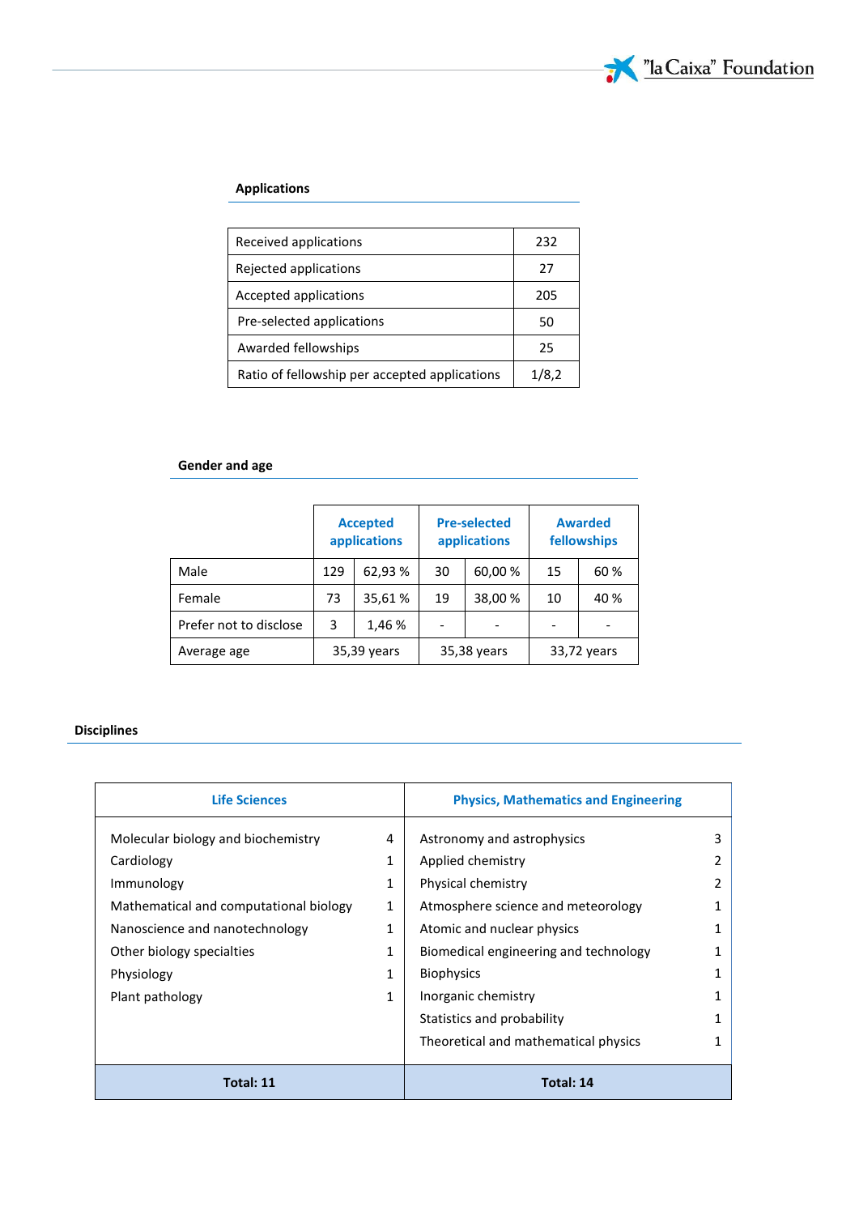## Applications

| Received applications | 232 |
|---|---|
| Rejected applications | 27 |
| Accepted applications | 205 |
| Pre-selected applications | 50 |
| Awarded fellowships | 25 |
| Ratio of fellowship per accepted applications | 1/8,2 |

## Gender and age

| | Accepted applications | | Pre-selected applications | | Awarded fellowships | |
|---|---|---|---|---|---|---|
| Male | 129 | 62,93 % | 30 | 60,00 % | 15 | 60 % |
| Female | 73 | 35,61 % | 19 | 38,00 % | 10 | 40 % |
| Prefer not to disclose | 3 | 1,46 % | - | - | - | - |
| Average age | 35,39 years | | 35,38 years | | 33,72 years | |

## Disciplines

| Life Sciences | | Physics, Mathematics and Engineering | |
|---|---|---|---|
| Molecular biology and biochemistry | 4 | Astronomy and astrophysics | 3 |
| Cardiology | 1 | Applied chemistry | 2 |
| Immunology | 1 | Physical chemistry | 2 |
| Mathematical and computational biology | 1 | Atmosphere science and meteorology | 1 |
| Nanoscience and nanotechnology | 1 | Atomic and nuclear physics | 1 |
| Other biology specialties | 1 | Biomedical engineering and technology | 1 |
| Physiology | 1 | Biophysics | 1 |
| Plant pathology | 1 | Inorganic chemistry | 1 |
| | | Statistics and probability | 1 |
| | | Theoretical and mathematical physics | 1 |
| **Total: 11** | | **Total: 14** | |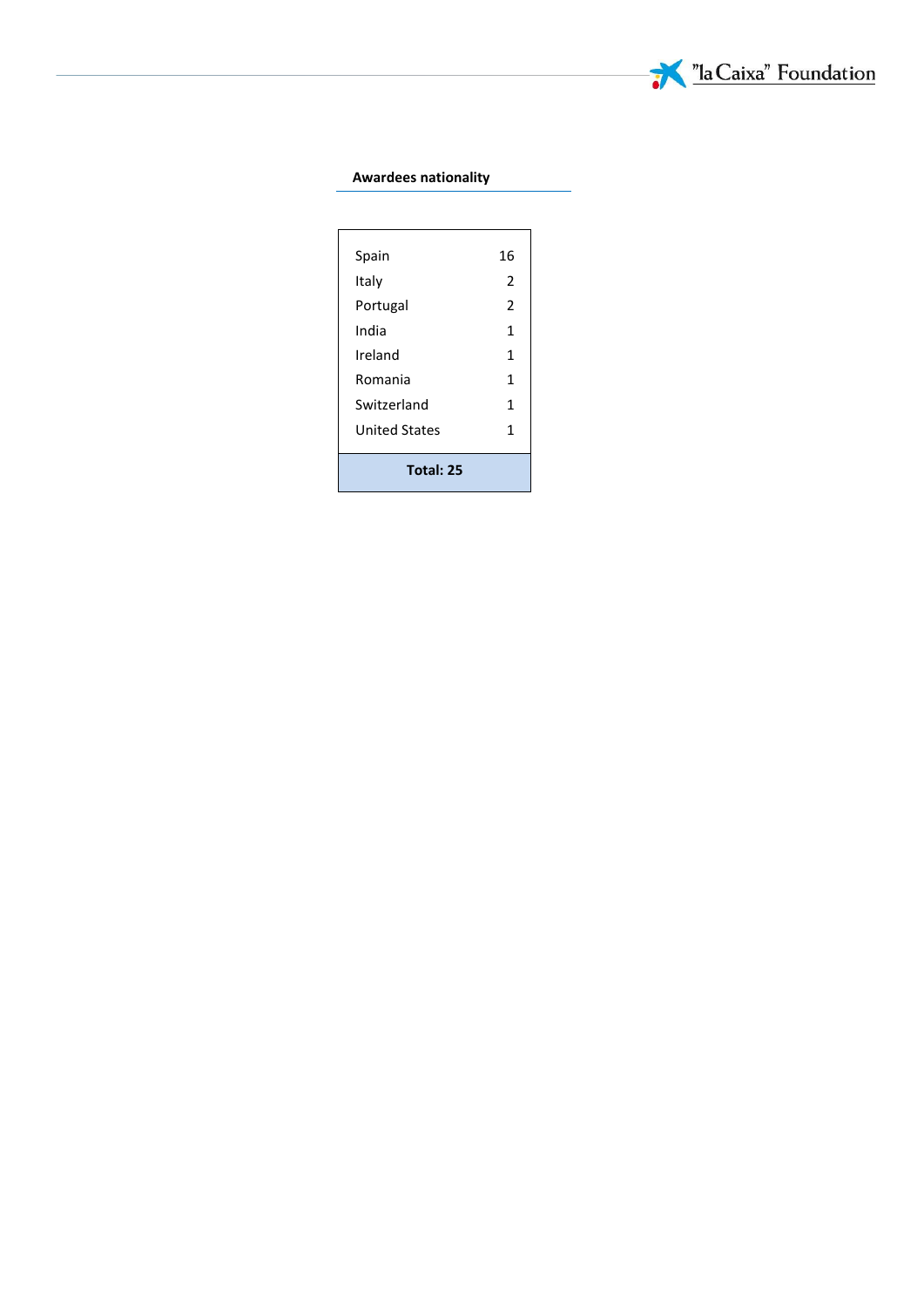**Awardees nationality**

| | |
|---|---|
| Spain | 16 |
| Italy | 2 |
| Portugal | 2 |
| India | 1 |
| Ireland | 1 |
| Romania | 1 |
| Switzerland | 1 |
| United States | 1 |
| **Total: 25** | |